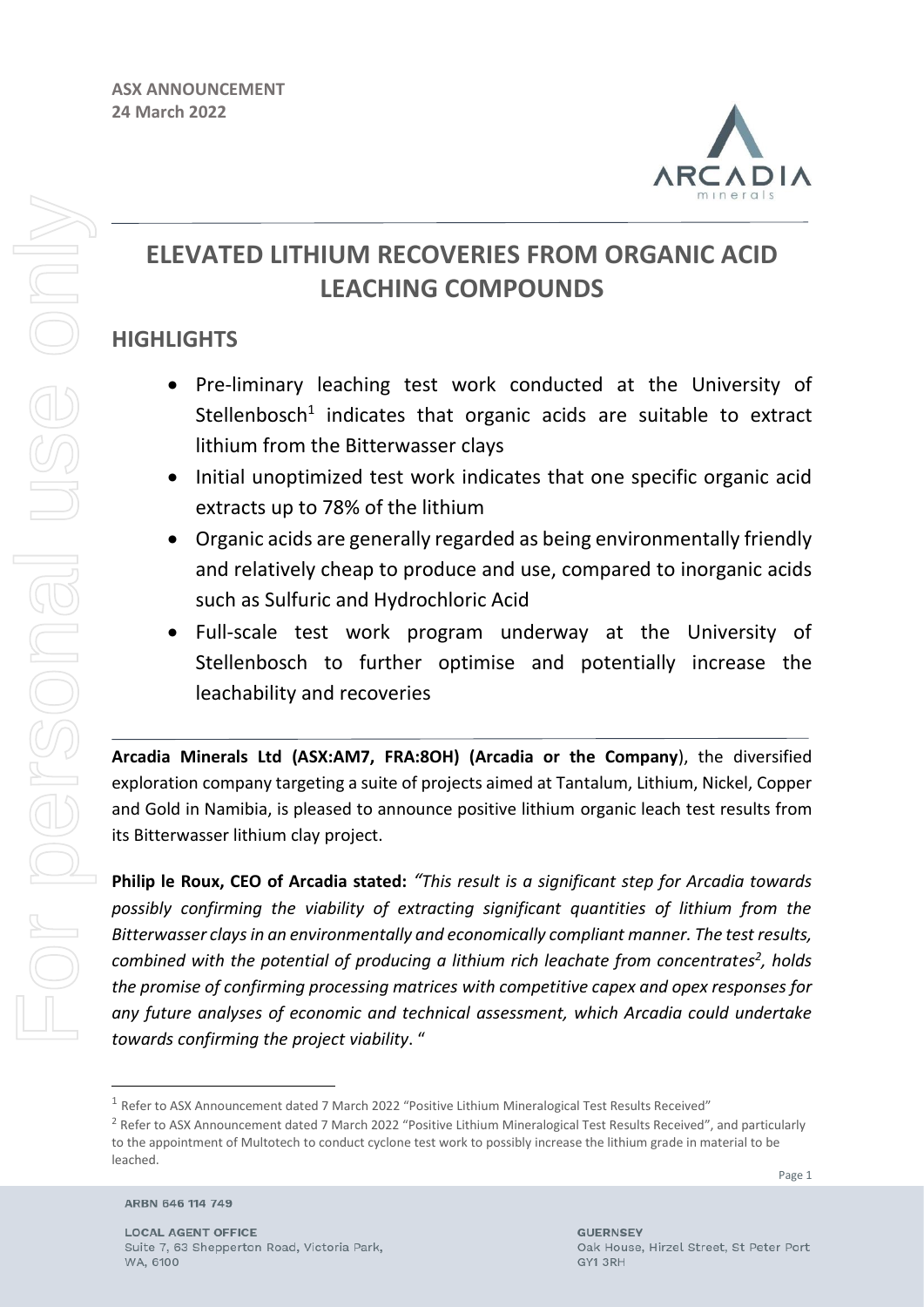**ASX ANNOUNCEMENT**
**24 March 2022**

# ELEVATED LITHIUM RECOVERIES FROM ORGANIC ACID LEACHING COMPOUNDS

## HIGHLIGHTS

- Pre-liminary leaching test work conducted at the University of Stellenbosch[1] indicates that organic acids are suitable to extract lithium from the Bitterwasser clays
- Initial unoptimized test work indicates that one specific organic acid extracts up to 78% of the lithium
- Organic acids are generally regarded as being environmentally friendly and relatively cheap to produce and use, compared to inorganic acids such as Sulfuric and Hydrochloric Acid
- Full-scale test work program underway at the University of Stellenbosch to further optimise and potentially increase the leachability and recoveries

**Arcadia Minerals Ltd (ASX:AM7, FRA:8OH) (Arcadia or the Company**), the diversified exploration company targeting a suite of projects aimed at Tantalum, Lithium, Nickel, Copper and Gold in Namibia, is pleased to announce positive lithium organic leach test results from its Bitterwasser lithium clay project.

**Philip le Roux, CEO of Arcadia stated:** *"This result is a significant step for Arcadia towards possibly confirming the viability of extracting significant quantities of lithium from the Bitterwasser clays in an environmentally and economically compliant manner. The test results, combined with the potential of producing a lithium rich leachate from concentrates[2], holds the promise of confirming processing matrices with competitive capex and opex responses for any future analyses of economic and technical assessment, which Arcadia could undertake towards confirming the project viability*. "

[1] Refer to ASX Announcement dated 7 March 2022 "Positive Lithium Mineralogical Test Results Received"

[2] Refer to ASX Announcement dated 7 March 2022 "Positive Lithium Mineralogical Test Results Received", and particularly to the appointment of Multotech to conduct cyclone test work to possibly increase the lithium grade in material to be leached.

ARBN 646 114 749

LOCAL AGENT OFFICE
Suite 7, 63 Shepperton Road, Victoria Park, WA, 6100

GUERNSEY
Oak House, Hirzel Street, St Peter Port GY1 3RH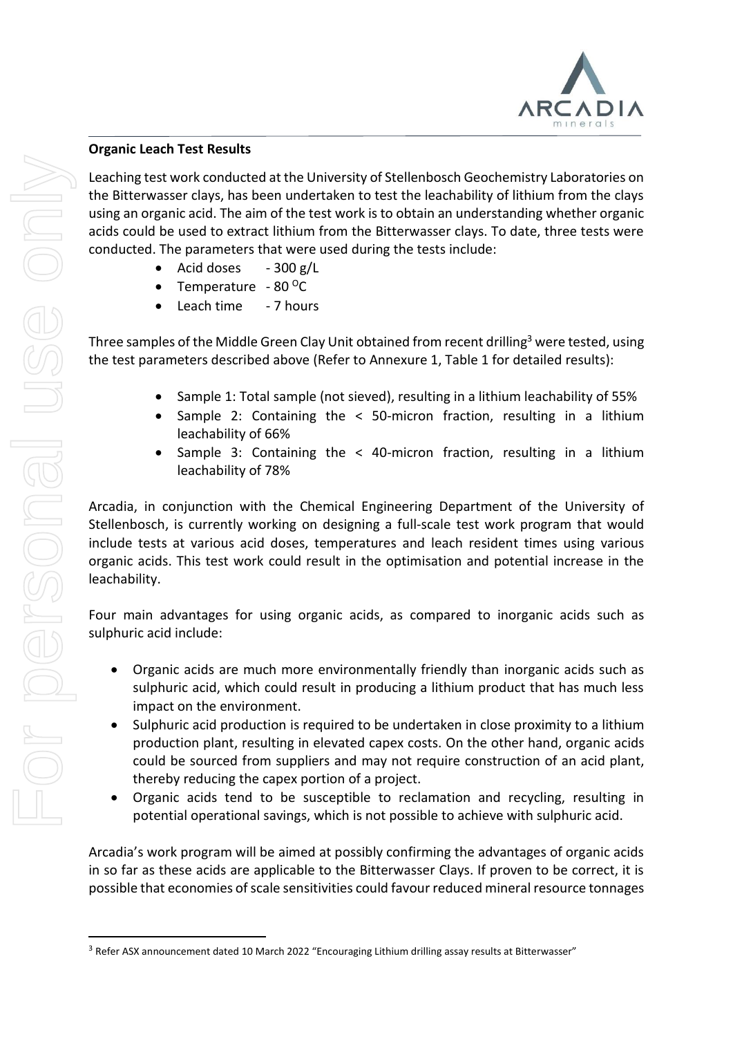**Organic Leach Test Results**

Leaching test work conducted at the University of Stellenbosch Geochemistry Laboratories on the Bitterwasser clays, has been undertaken to test the leachability of lithium from the clays using an organic acid. The aim of the test work is to obtain an understanding whether organic acids could be used to extract lithium from the Bitterwasser clays. To date, three tests were conducted. The parameters that were used during the tests include:

- Acid doses - 300 g/L
- Temperature - 80 $^{O}$C
- Leach time - 7 hours

Three samples of the Middle Green Clay Unit obtained from recent drilling[3] were tested, using the test parameters described above (Refer to Annexure 1, Table 1 for detailed results):

- Sample 1: Total sample (not sieved), resulting in a lithium leachability of 55%
- Sample 2: Containing the < 50-micron fraction, resulting in a lithium leachability of 66%
- Sample 3: Containing the < 40-micron fraction, resulting in a lithium leachability of 78%

Arcadia, in conjunction with the Chemical Engineering Department of the University of Stellenbosch, is currently working on designing a full-scale test work program that would include tests at various acid doses, temperatures and leach resident times using various organic acids. This test work could result in the optimisation and potential increase in the leachability.

Four main advantages for using organic acids, as compared to inorganic acids such as sulphuric acid include:

- Organic acids are much more environmentally friendly than inorganic acids such as sulphuric acid, which could result in producing a lithium product that has much less impact on the environment.
- Sulphuric acid production is required to be undertaken in close proximity to a lithium production plant, resulting in elevated capex costs. On the other hand, organic acids could be sourced from suppliers and may not require construction of an acid plant, thereby reducing the capex portion of a project.
- Organic acids tend to be susceptible to reclamation and recycling, resulting in potential operational savings, which is not possible to achieve with sulphuric acid.

Arcadia's work program will be aimed at possibly confirming the advantages of organic acids in so far as these acids are applicable to the Bitterwasser Clays. If proven to be correct, it is possible that economies of scale sensitivities could favour reduced mineral resource tonnages

[3] Refer ASX announcement dated 10 March 2022 "Encouraging Lithium drilling assay results at Bitterwasser"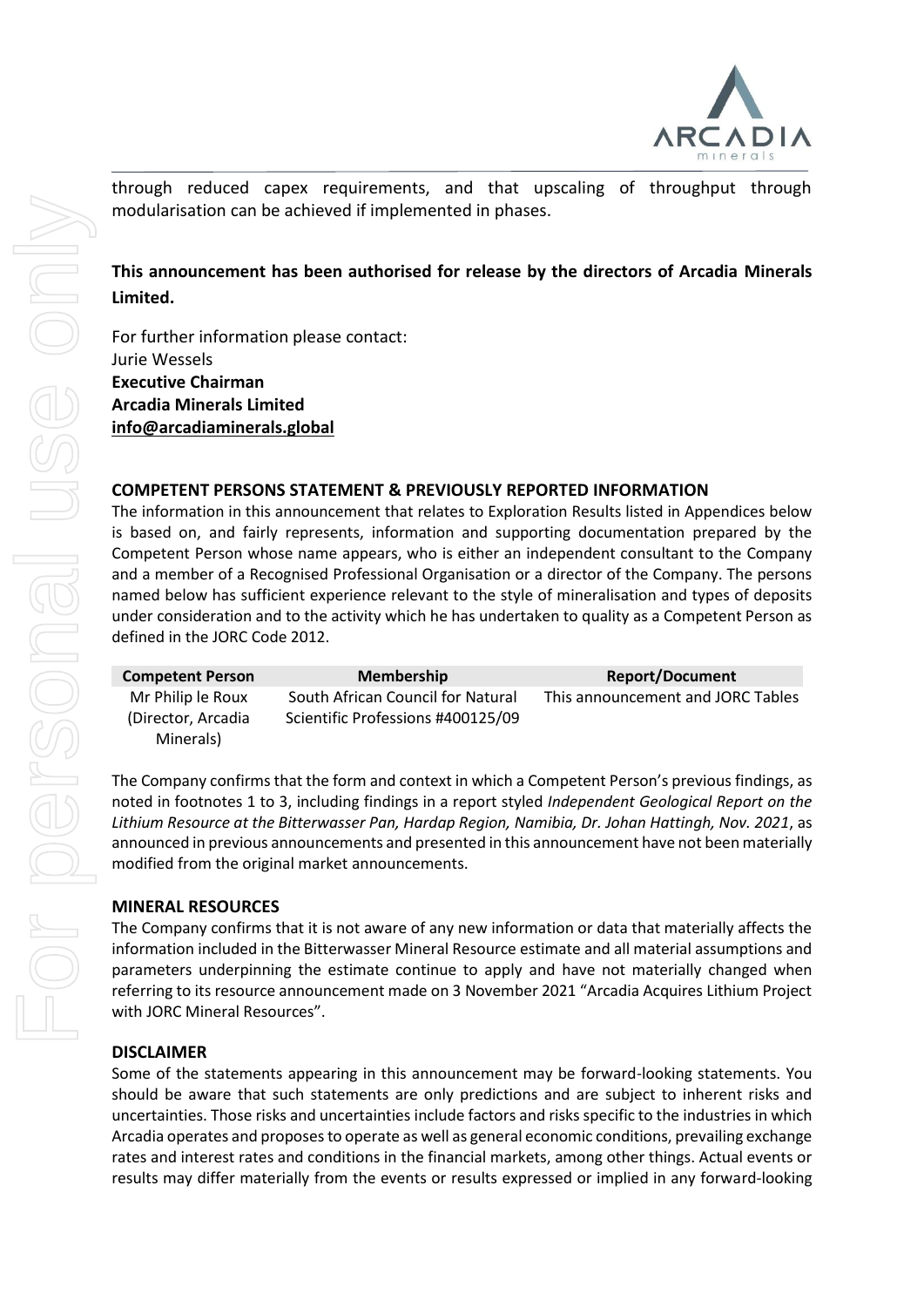through reduced capex requirements, and that upscaling of throughput through modularisation can be achieved if implemented in phases.

**This announcement has been authorised for release by the directors of Arcadia Minerals Limited.**

For further information please contact:
Jurie Wessels
**Executive Chairman**
**Arcadia Minerals Limited**
**info@arcadiaminerals.global**

## COMPETENT PERSONS STATEMENT & PREVIOUSLY REPORTED INFORMATION

The information in this announcement that relates to Exploration Results listed in Appendices below is based on, and fairly represents, information and supporting documentation prepared by the Competent Person whose name appears, who is either an independent consultant to the Company and a member of a Recognised Professional Organisation or a director of the Company. The persons named below has sufficient experience relevant to the style of mineralisation and types of deposits under consideration and to the activity which he has undertaken to quality as a Competent Person as defined in the JORC Code 2012.

| Competent Person | Membership | Report/Document |
| --- | --- | --- |
| Mr Philip le Roux (Director, Arcadia Minerals) | South African Council for Natural Scientific Professions #400125/09 | This announcement and JORC Tables |

The Company confirms that the form and context in which a Competent Person's previous findings, as noted in footnotes 1 to 3, including findings in a report styled *Independent Geological Report on the Lithium Resource at the Bitterwasser Pan, Hardap Region, Namibia, Dr. Johan Hattingh, Nov. 2021*, as announced in previous announcements and presented in this announcement have not been materially modified from the original market announcements.

## MINERAL RESOURCES

The Company confirms that it is not aware of any new information or data that materially affects the information included in the Bitterwasser Mineral Resource estimate and all material assumptions and parameters underpinning the estimate continue to apply and have not materially changed when referring to its resource announcement made on 3 November 2021 "Arcadia Acquires Lithium Project with JORC Mineral Resources".

## DISCLAIMER

Some of the statements appearing in this announcement may be forward-looking statements. You should be aware that such statements are only predictions and are subject to inherent risks and uncertainties. Those risks and uncertainties include factors and risks specific to the industries in which Arcadia operates and proposes to operate as well as general economic conditions, prevailing exchange rates and interest rates and conditions in the financial markets, among other things. Actual events or results may differ materially from the events or results expressed or implied in any forward-looking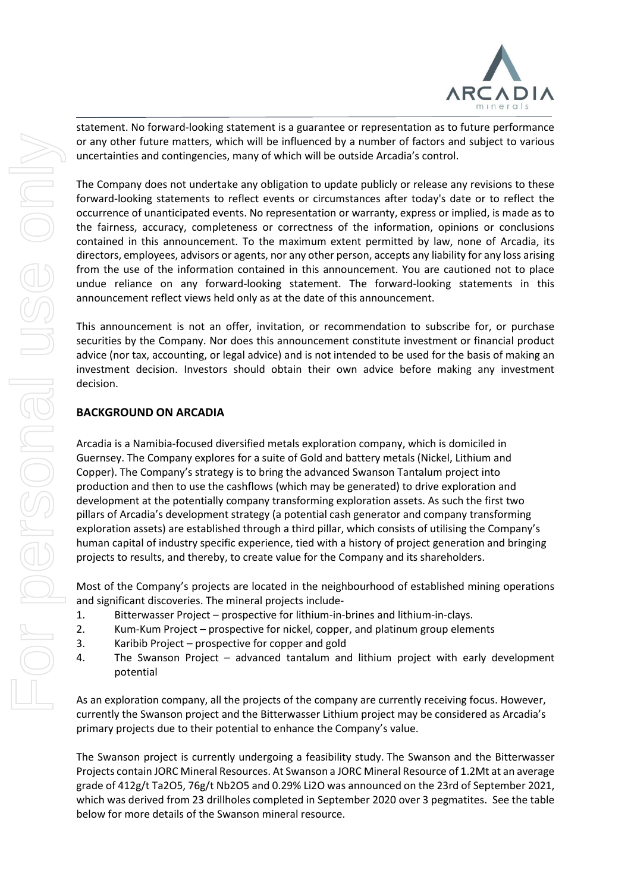statement. No forward-looking statement is a guarantee or representation as to future performance or any other future matters, which will be influenced by a number of factors and subject to various uncertainties and contingencies, many of which will be outside Arcadia's control.

The Company does not undertake any obligation to update publicly or release any revisions to these forward-looking statements to reflect events or circumstances after today's date or to reflect the occurrence of unanticipated events. No representation or warranty, express or implied, is made as to the fairness, accuracy, completeness or correctness of the information, opinions or conclusions contained in this announcement. To the maximum extent permitted by law, none of Arcadia, its directors, employees, advisors or agents, nor any other person, accepts any liability for any loss arising from the use of the information contained in this announcement. You are cautioned not to place undue reliance on any forward-looking statement. The forward-looking statements in this announcement reflect views held only as at the date of this announcement.

This announcement is not an offer, invitation, or recommendation to subscribe for, or purchase securities by the Company. Nor does this announcement constitute investment or financial product advice (nor tax, accounting, or legal advice) and is not intended to be used for the basis of making an investment decision. Investors should obtain their own advice before making any investment decision.

## BACKGROUND ON ARCADIA

Arcadia is a Namibia-focused diversified metals exploration company, which is domiciled in Guernsey. The Company explores for a suite of Gold and battery metals (Nickel, Lithium and Copper). The Company's strategy is to bring the advanced Swanson Tantalum project into production and then to use the cashflows (which may be generated) to drive exploration and development at the potentially company transforming exploration assets. As such the first two pillars of Arcadia's development strategy (a potential cash generator and company transforming exploration assets) are established through a third pillar, which consists of utilising the Company's human capital of industry specific experience, tied with a history of project generation and bringing projects to results, and thereby, to create value for the Company and its shareholders.

Most of the Company's projects are located in the neighbourhood of established mining operations and significant discoveries. The mineral projects include-

1. Bitterwasser Project – prospective for lithium-in-brines and lithium-in-clays.
2. Kum-Kum Project – prospective for nickel, copper, and platinum group elements
3. Karibib Project – prospective for copper and gold
4. The Swanson Project – advanced tantalum and lithium project with early development potential

As an exploration company, all the projects of the company are currently receiving focus. However, currently the Swanson project and the Bitterwasser Lithium project may be considered as Arcadia's primary projects due to their potential to enhance the Company's value.

The Swanson project is currently undergoing a feasibility study. The Swanson and the Bitterwasser Projects contain JORC Mineral Resources. At Swanson a JORC Mineral Resource of 1.2Mt at an average grade of 412g/t $Ta_2O_5$, 76g/t $Nb_2O_5$ and 0.29% $Li_2O$ was announced on the 23rd of September 2021, which was derived from 23 drillholes completed in September 2020 over 3 pegmatites. See the table below for more details of the Swanson mineral resource.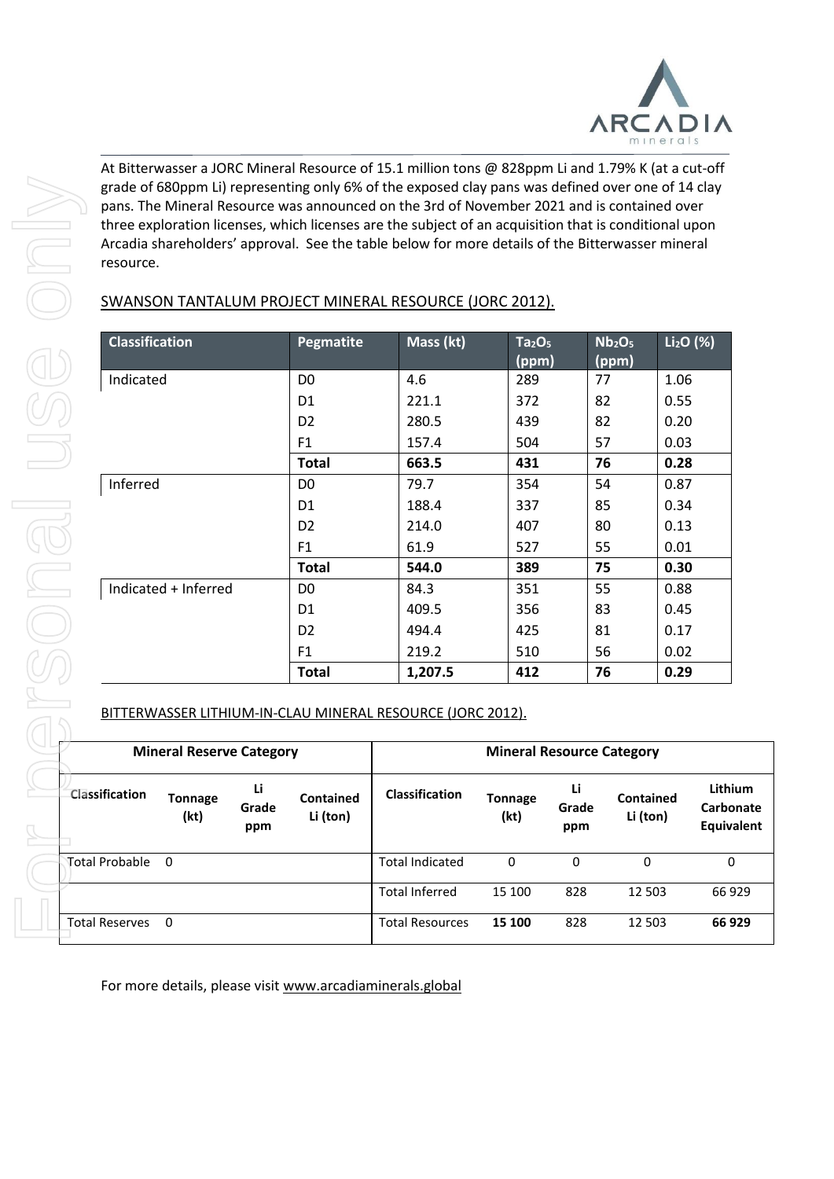At Bitterwasser a JORC Mineral Resource of 15.1 million tons @ 828ppm Li and 1.79% K (at a cut-off grade of 680ppm Li) representing only 6% of the exposed clay pans was defined over one of 14 clay pans. The Mineral Resource was announced on the 3rd of November 2021 and is contained over three exploration licenses, which licenses are the subject of an acquisition that is conditional upon Arcadia shareholders' approval. See the table below for more details of the Bitterwasser mineral resource.

SWANSON TANTALUM PROJECT MINERAL RESOURCE (JORC 2012).

| Classification | Pegmatite | Mass (kt) | $Ta_2O_5$ (ppm) | $Nb_2O_5$ (ppm) | $Li_2O$ (%) |
|---|---|---|---|---|---|
| Indicated | D0 | 4.6 | 289 | 77 | 1.06 |
| | D1 | 221.1 | 372 | 82 | 0.55 |
| | D2 | 280.5 | 439 | 82 | 0.20 |
| | F1 | 157.4 | 504 | 57 | 0.03 |
| | **Total** | **663.5** | **431** | **76** | **0.28** |
| Inferred | D0 | 79.7 | 354 | 54 | 0.87 |
| | D1 | 188.4 | 337 | 85 | 0.34 |
| | D2 | 214.0 | 407 | 80 | 0.13 |
| | F1 | 61.9 | 527 | 55 | 0.01 |
| | **Total** | **544.0** | **389** | **75** | **0.30** |
| Indicated + Inferred | D0 | 84.3 | 351 | 55 | 0.88 |
| | D1 | 409.5 | 356 | 83 | 0.45 |
| | D2 | 494.4 | 425 | 81 | 0.17 |
| | F1 | 219.2 | 510 | 56 | 0.02 |
| | **Total** | **1,207.5** | **412** | **76** | **0.29** |

BITTERWASSER LITHIUM-IN-CLAU MINERAL RESOURCE (JORC 2012).

| Mineral Reserve Category | | | | Mineral Resource Category | | | | |
|---|---|---|---|---|---|---|---|---|
| Classification | Tonnage (kt) | Li Grade ppm | Contained Li (ton) | Classification | Tonnage (kt) | Li Grade ppm | Contained Li (ton) | Lithium Carbonate Equivalent |
| Total Probable | 0 | | | Total Indicated | 0 | 0 | 0 | 0 |
| | | | | Total Inferred | 15 100 | 828 | 12 503 | 66 929 |
| Total Reserves | 0 | | | Total Resources | **15 100** | 828 | 12 503 | **66 929** |

For more details, please visit www.arcadiaminerals.global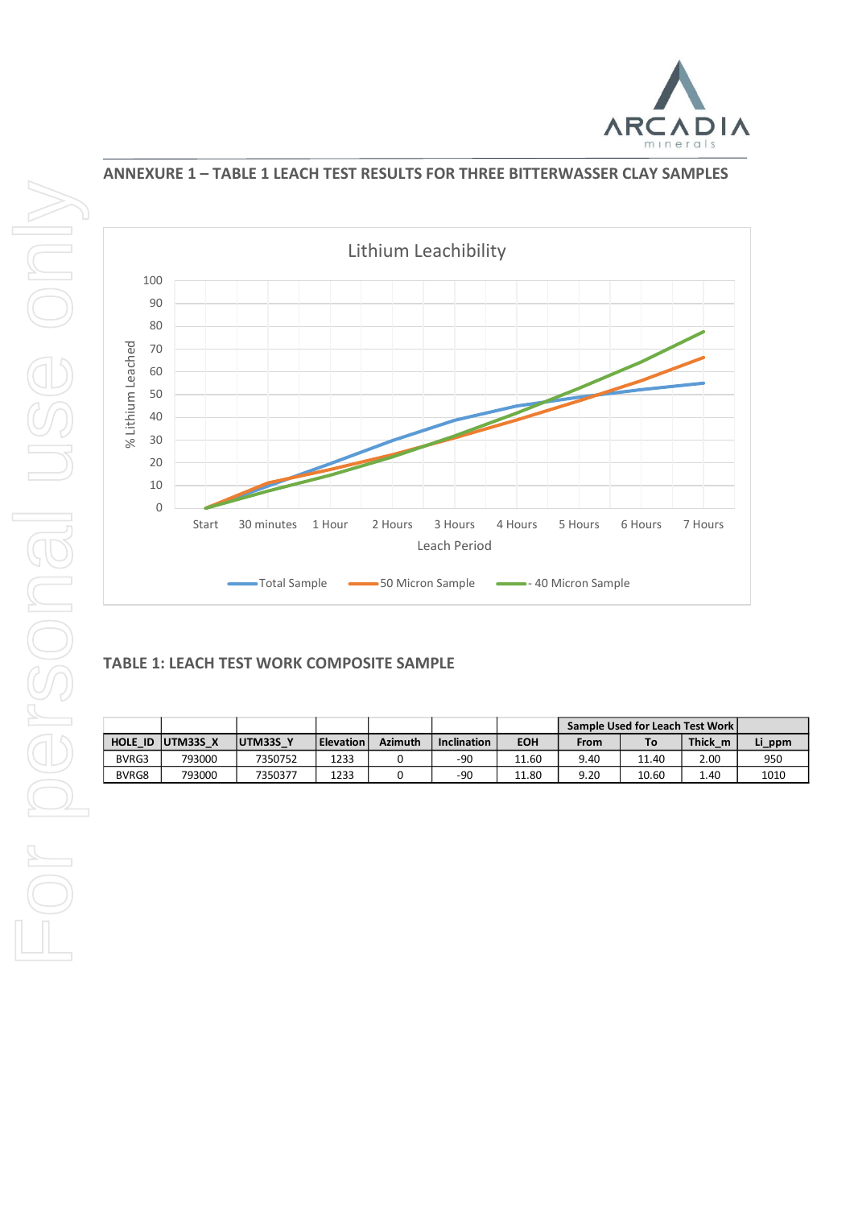## ANNEXURE 1 – TABLE 1 LEACH TEST RESULTS FOR THREE BITTERWASSER CLAY SAMPLES

Lithium Leachibility

% Lithium Leached

Leach Period

Start, 30 minutes, 1 Hour, 2 Hours, 3 Hours, 4 Hours, 5 Hours, 6 Hours, 7 Hours

Total Sample — 50 Micron Sample — 40 Micron Sample

### TABLE 1: LEACH TEST WORK COMPOSITE SAMPLE

| | | | | | | | Sample Used for Leach Test Work | | | |
|---|---|---|---|---|---|---|---|---|---|---|
| HOLE_ID | UTM33S_X | UTM33S_Y | Elevation | Azimuth | Inclination | EOH | From | To | Thick_m | Li_ppm |
| BVRG3 | 793000 | 7350752 | 1233 | 0 | -90 | 11.60 | 9.40 | 11.40 | 2.00 | 950 |
| BVRG8 | 793000 | 7350377 | 1233 | 0 | -90 | 11.80 | 9.20 | 10.60 | 1.40 | 1010 |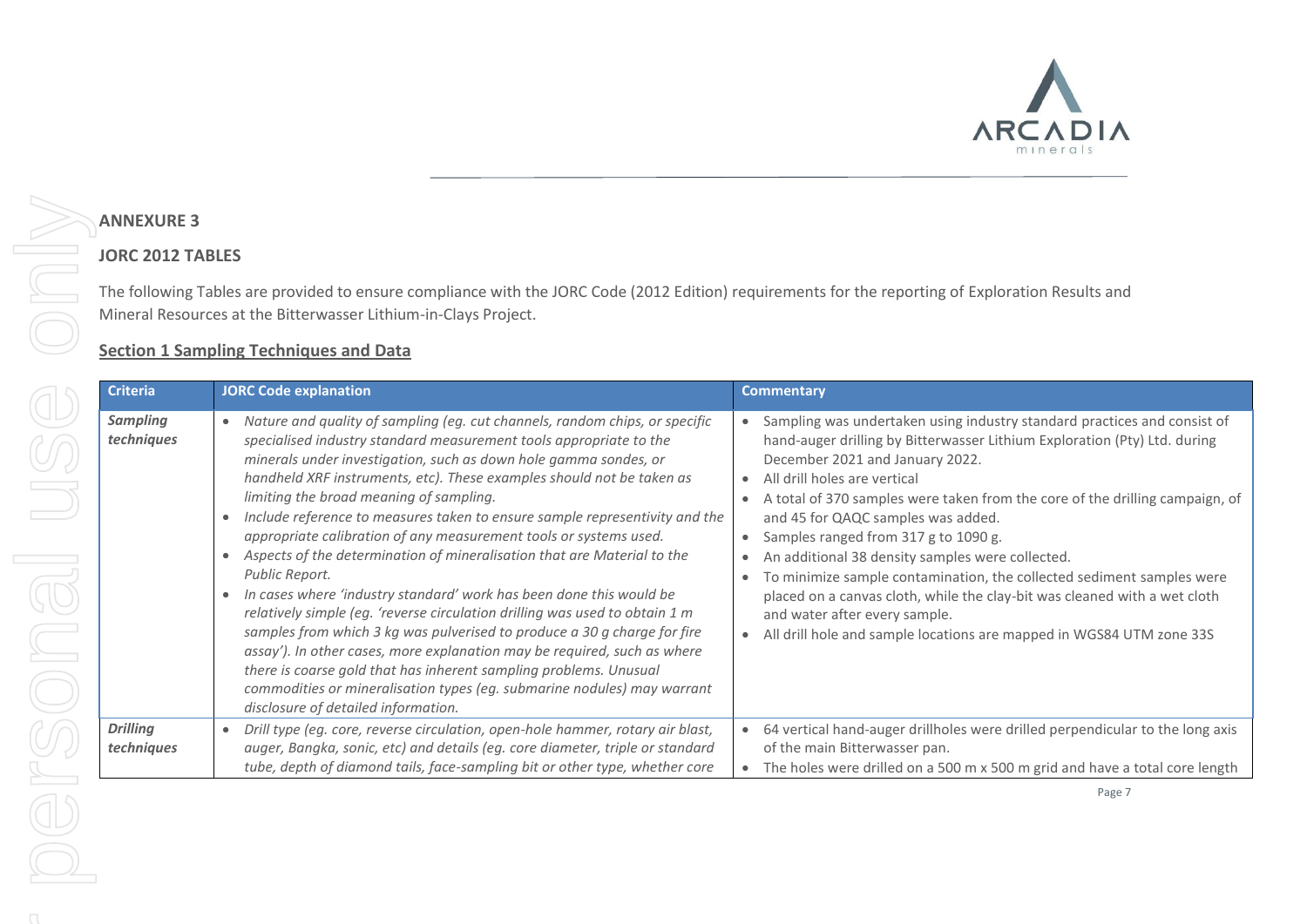## ANNEXURE 3

## JORC 2012 TABLES

The following Tables are provided to ensure compliance with the JORC Code (2012 Edition) requirements for the reporting of Exploration Results and Mineral Resources at the Bitterwasser Lithium-in-Clays Project.

### Section 1 Sampling Techniques and Data

| Criteria | JORC Code explanation | Commentary |
| --- | --- | --- |
| ***Sampling techniques*** | • *Nature and quality of sampling (eg. cut channels, random chips, or specific specialised industry standard measurement tools appropriate to the minerals under investigation, such as down hole gamma sondes, or handheld XRF instruments, etc). These examples should not be taken as limiting the broad meaning of sampling.*<br>• *Include reference to measures taken to ensure sample representivity and the appropriate calibration of any measurement tools or systems used.*<br>• *Aspects of the determination of mineralisation that are Material to the Public Report.*<br>• *In cases where 'industry standard' work has been done this would be relatively simple (eg. 'reverse circulation drilling was used to obtain 1 m samples from which 3 kg was pulverised to produce a 30 g charge for fire assay'). In other cases, more explanation may be required, such as where there is coarse gold that has inherent sampling problems. Unusual commodities or mineralisation types (eg. submarine nodules) may warrant disclosure of detailed information.* | • Sampling was undertaken using industry standard practices and consist of hand-auger drilling by Bitterwasser Lithium Exploration (Pty) Ltd. during December 2021 and January 2022.<br>• All drill holes are vertical<br>• A total of 370 samples were taken from the core of the drilling campaign, of and 45 for QAQC samples was added.<br>• Samples ranged from 317 g to 1090 g.<br>• An additional 38 density samples were collected.<br>• To minimize sample contamination, the collected sediment samples were placed on a canvas cloth, while the clay-bit was cleaned with a wet cloth and water after every sample.<br>• All drill hole and sample locations are mapped in WGS84 UTM zone 33S |
| ***Drilling techniques*** | • *Drill type (eg. core, reverse circulation, open-hole hammer, rotary air blast, auger, Bangka, sonic, etc) and details (eg. core diameter, triple or standard tube, depth of diamond tails, face-sampling bit or other type, whether core* | • 64 vertical hand-auger drillholes were drilled perpendicular to the long axis of the main Bitterwasser pan.<br>• The holes were drilled on a 500 m x 500 m grid and have a total core length |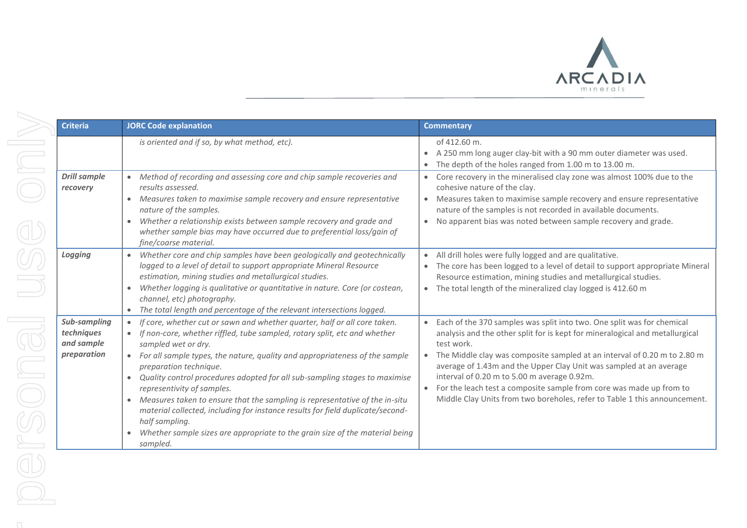| Criteria | JORC Code explanation | Commentary |
|---|---|---|
| | *is oriented and if so, by what method, etc).* | of 412.60 m.<br>• A 250 mm long auger clay-bit with a 90 mm outer diameter was used.<br>• The depth of the holes ranged from 1.00 m to 13.00 m. |
| ***Drill sample recovery*** | • *Method of recording and assessing core and chip sample recoveries and results assessed.*<br>• *Measures taken to maximise sample recovery and ensure representative nature of the samples.*<br>• *Whether a relationship exists between sample recovery and grade and whether sample bias may have occurred due to preferential loss/gain of fine/coarse material.* | • Core recovery in the mineralised clay zone was almost 100% due to the cohesive nature of the clay.<br>• Measures taken to maximise sample recovery and ensure representative nature of the samples is not recorded in available documents.<br>• No apparent bias was noted between sample recovery and grade. |
| ***Logging*** | • *Whether core and chip samples have been geologically and geotechnically logged to a level of detail to support appropriate Mineral Resource estimation, mining studies and metallurgical studies.*<br>• *Whether logging is qualitative or quantitative in nature. Core (or costean, channel, etc) photography.*<br>• *The total length and percentage of the relevant intersections logged.* | • All drill holes were fully logged and are qualitative.<br>• The core has been logged to a level of detail to support appropriate Mineral Resource estimation, mining studies and metallurgical studies.<br>• The total length of the mineralized clay logged is 412.60 m |
| ***Sub-sampling techniques and sample preparation*** | • *If core, whether cut or sawn and whether quarter, half or all core taken.*<br>• *If non-core, whether riffled, tube sampled, rotary split, etc and whether sampled wet or dry.*<br>• *For all sample types, the nature, quality and appropriateness of the sample preparation technique.*<br>• *Quality control procedures adopted for all sub-sampling stages to maximise representivity of samples.*<br>• *Measures taken to ensure that the sampling is representative of the in-situ material collected, including for instance results for field duplicate/second-half sampling.*<br>• *Whether sample sizes are appropriate to the grain size of the material being sampled.* | • Each of the 370 samples was split into two. One split was for chemical analysis and the other split for is kept for mineralogical and metallurgical test work.<br>• The Middle clay was composite sampled at an interval of 0.20 m to 2.80 m average of 1.43m and the Upper Clay Unit was sampled at an average interval of 0.20 m to 5.00 m average 0.92m.<br>• For the leach test a composite sample from core was made up from to Middle Clay Units from two boreholes, refer to Table 1 this announcement. |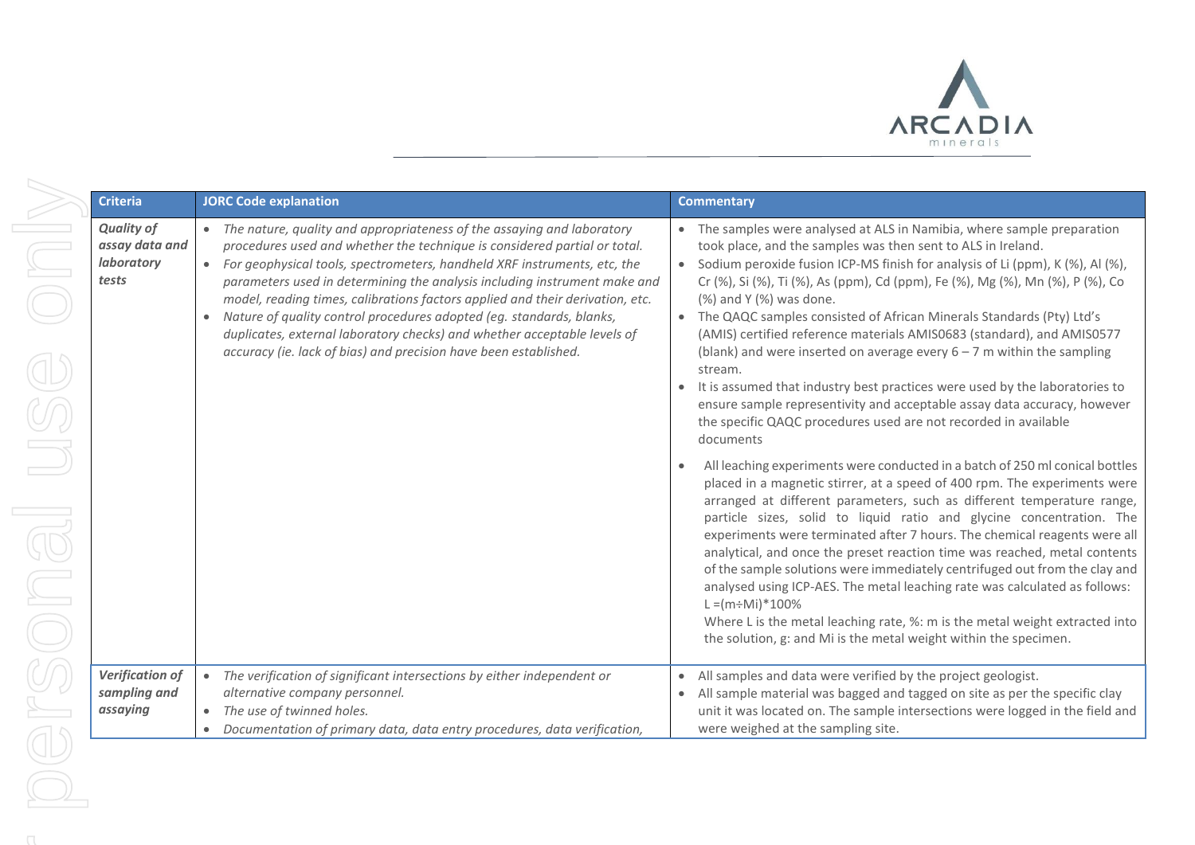| Criteria | JORC Code explanation | Commentary |
|---|---|---|
| ***Quality of assay data and laboratory tests*** | • *The nature, quality and appropriateness of the assaying and laboratory procedures used and whether the technique is considered partial or total.*<br>• *For geophysical tools, spectrometers, handheld XRF instruments, etc, the parameters used in determining the analysis including instrument make and model, reading times, calibrations factors applied and their derivation, etc.*<br>• *Nature of quality control procedures adopted (eg. standards, blanks, duplicates, external laboratory checks) and whether acceptable levels of accuracy (ie. lack of bias) and precision have been established.* | • The samples were analysed at ALS in Namibia, where sample preparation took place, and the samples was then sent to ALS in Ireland.<br>• Sodium peroxide fusion ICP-MS finish for analysis of Li (ppm), K (%), Al (%), Cr (%), Si (%), Ti (%), As (ppm), Cd (ppm), Fe (%), Mg (%), Mn (%), P (%), Co (%) and Y (%) was done.<br>• The QAQC samples consisted of African Minerals Standards (Pty) Ltd's (AMIS) certified reference materials AMIS0683 (standard), and AMIS0577 (blank) and were inserted on average every 6 – 7 m within the sampling stream.<br>• It is assumed that industry best practices were used by the laboratories to ensure sample representivity and acceptable assay data accuracy, however the specific QAQC procedures used are not recorded in available documents<br>• All leaching experiments were conducted in a batch of 250 ml conical bottles placed in a magnetic stirrer, at a speed of 400 rpm. The experiments were arranged at different parameters, such as different temperature range, particle sizes, solid to liquid ratio and glycine concentration. The experiments were terminated after 7 hours. The chemical reagents were all analytical, and once the preset reaction time was reached, metal contents of the sample solutions were immediately centrifuged out from the clay and analysed using ICP-AES. The metal leaching rate was calculated as follows: $L = (m \div Mi) * 100\%$<br>Where L is the metal leaching rate, %: m is the metal weight extracted into the solution, g: and Mi is the metal weight within the specimen. |
| ***Verification of sampling and assaying*** | • *The verification of significant intersections by either independent or alternative company personnel.*<br>• *The use of twinned holes.*<br>• *Documentation of primary data, data entry procedures, data verification,* | • All samples and data were verified by the project geologist.<br>• All sample material was bagged and tagged on site as per the specific clay unit it was located on. The sample intersections were logged in the field and were weighed at the sampling site. |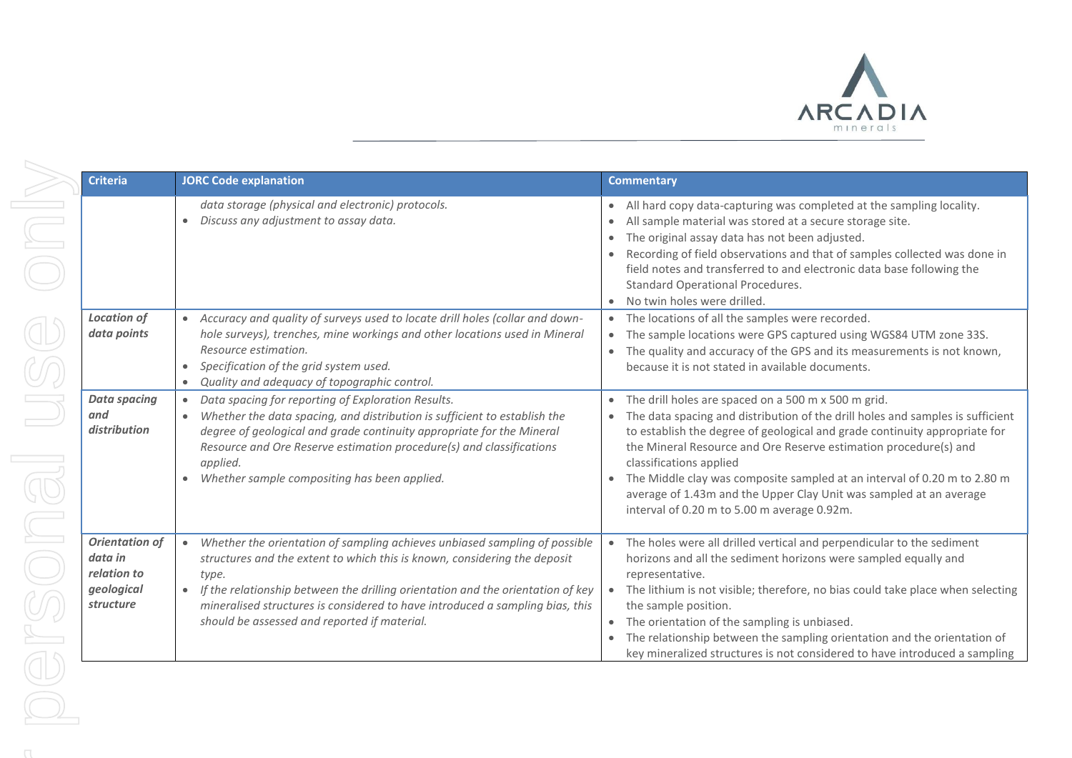| Criteria | JORC Code explanation | Commentary |
|---|---|---|
| | *data storage (physical and electronic) protocols.*<br>• *Discuss any adjustment to assay data.* | • All hard copy data-capturing was completed at the sampling locality.<br>• All sample material was stored at a secure storage site.<br>• The original assay data has not been adjusted.<br>• Recording of field observations and that of samples collected was done in field notes and transferred to and electronic data base following the Standard Operational Procedures.<br>• No twin holes were drilled. |
| ***Location of data points*** | • *Accuracy and quality of surveys used to locate drill holes (collar and down-hole surveys), trenches, mine workings and other locations used in Mineral Resource estimation.*<br>• *Specification of the grid system used.*<br>• *Quality and adequacy of topographic control.* | • The locations of all the samples were recorded.<br>• The sample locations were GPS captured using WGS84 UTM zone 33S.<br>• The quality and accuracy of the GPS and its measurements is not known, because it is not stated in available documents. |
| ***Data spacing and distribution*** | • *Data spacing for reporting of Exploration Results.*<br>• *Whether the data spacing, and distribution is sufficient to establish the degree of geological and grade continuity appropriate for the Mineral Resource and Ore Reserve estimation procedure(s) and classifications applied.*<br>• *Whether sample compositing has been applied.* | • The drill holes are spaced on a 500 m x 500 m grid.<br>• The data spacing and distribution of the drill holes and samples is sufficient to establish the degree of geological and grade continuity appropriate for the Mineral Resource and Ore Reserve estimation procedure(s) and classifications applied<br>• The Middle clay was composite sampled at an interval of 0.20 m to 2.80 m average of 1.43m and the Upper Clay Unit was sampled at an average interval of 0.20 m to 5.00 m average 0.92m. |
| ***Orientation of data in relation to geological structure*** | • *Whether the orientation of sampling achieves unbiased sampling of possible structures and the extent to which this is known, considering the deposit type.*<br>• *If the relationship between the drilling orientation and the orientation of key mineralised structures is considered to have introduced a sampling bias, this should be assessed and reported if material.* | • The holes were all drilled vertical and perpendicular to the sediment horizons and all the sediment horizons were sampled equally and representative.<br>• The lithium is not visible; therefore, no bias could take place when selecting the sample position.<br>• The orientation of the sampling is unbiased.<br>• The relationship between the sampling orientation and the orientation of key mineralized structures is not considered to have introduced a sampling |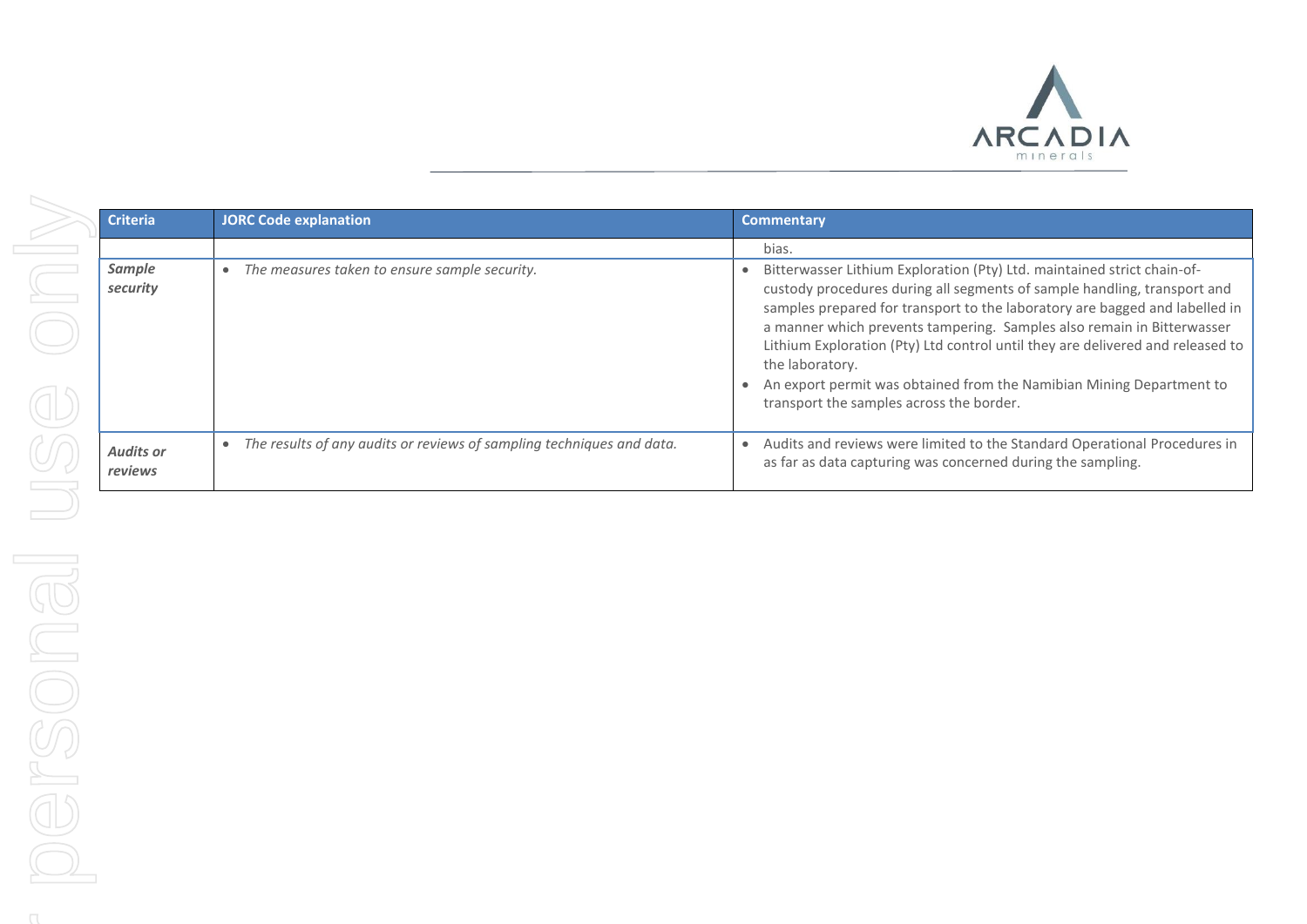| Criteria | JORC Code explanation | Commentary |
|---|---|---|
| | | bias. |
| ***Sample security*** | • *The measures taken to ensure sample security.* | • Bitterwasser Lithium Exploration (Pty) Ltd. maintained strict chain-of-custody procedures during all segments of sample handling, transport and samples prepared for transport to the laboratory are bagged and labelled in a manner which prevents tampering. Samples also remain in Bitterwasser Lithium Exploration (Pty) Ltd control until they are delivered and released to the laboratory.<br>• An export permit was obtained from the Namibian Mining Department to transport the samples across the border. |
| ***Audits or reviews*** | • *The results of any audits or reviews of sampling techniques and data.* | • Audits and reviews were limited to the Standard Operational Procedures in as far as data capturing was concerned during the sampling. |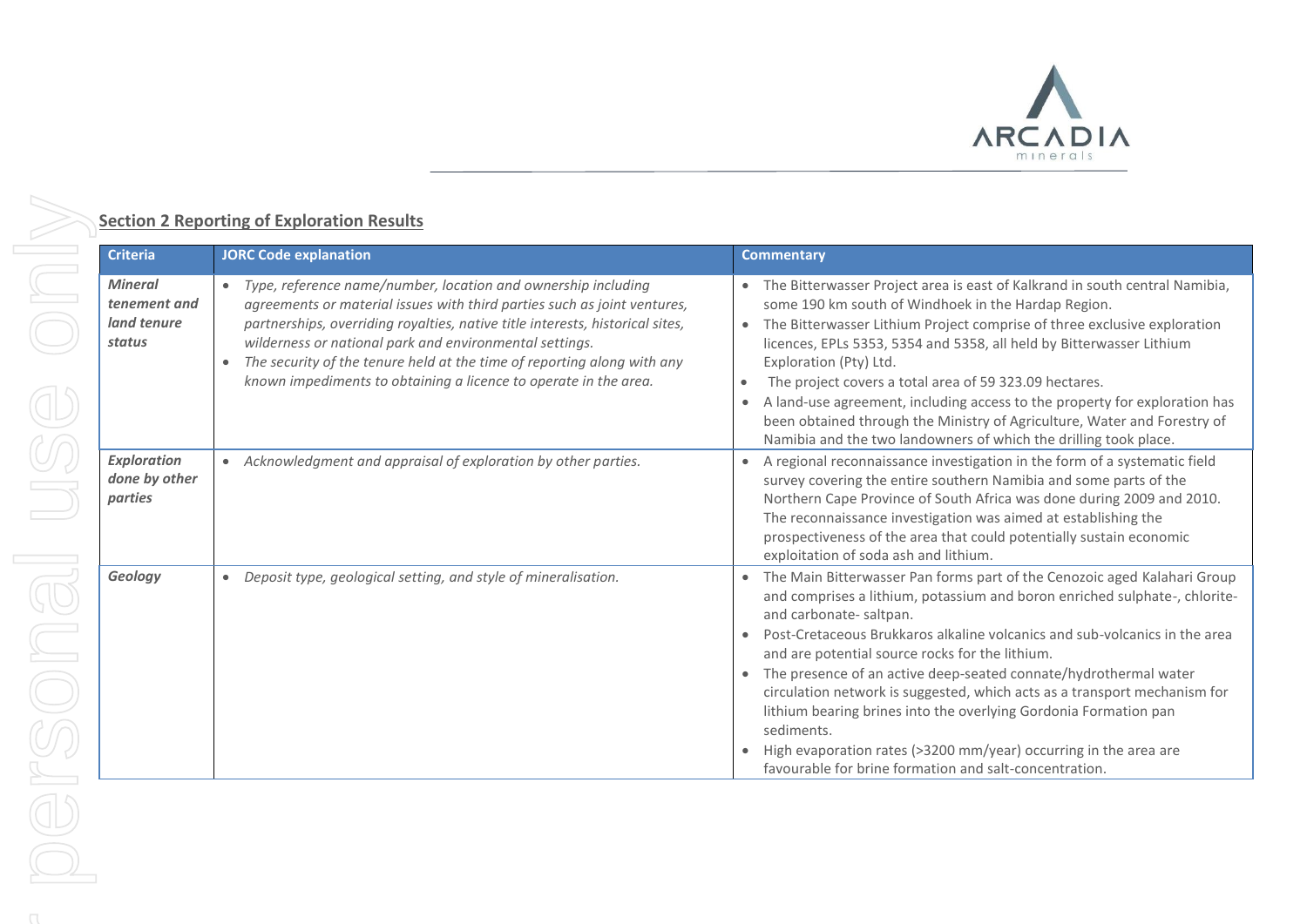## Section 2 Reporting of Exploration Results

| Criteria | JORC Code explanation | Commentary |
| --- | --- | --- |
| ***Mineral tenement and land tenure status*** | • *Type, reference name/number, location and ownership including agreements or material issues with third parties such as joint ventures, partnerships, overriding royalties, native title interests, historical sites, wilderness or national park and environmental settings.*<br>• *The security of the tenure held at the time of reporting along with any known impediments to obtaining a licence to operate in the area.* | • The Bitterwasser Project area is east of Kalkrand in south central Namibia, some 190 km south of Windhoek in the Hardap Region.<br>• The Bitterwasser Lithium Project comprise of three exclusive exploration licences, EPLs 5353, 5354 and 5358, all held by Bitterwasser Lithium Exploration (Pty) Ltd.<br>• The project covers a total area of 59 323.09 hectares.<br>• A land-use agreement, including access to the property for exploration has been obtained through the Ministry of Agriculture, Water and Forestry of Namibia and the two landowners of which the drilling took place. |
| ***Exploration done by other parties*** | • *Acknowledgment and appraisal of exploration by other parties.* | • A regional reconnaissance investigation in the form of a systematic field survey covering the entire southern Namibia and some parts of the Northern Cape Province of South Africa was done during 2009 and 2010. The reconnaissance investigation was aimed at establishing the prospectiveness of the area that could potentially sustain economic exploitation of soda ash and lithium. |
| ***Geology*** | • *Deposit type, geological setting, and style of mineralisation.* | • The Main Bitterwasser Pan forms part of the Cenozoic aged Kalahari Group and comprises a lithium, potassium and boron enriched sulphate-, chlorite- and carbonate- saltpan.<br>• Post-Cretaceous Brukkaros alkaline volcanics and sub-volcanics in the area and are potential source rocks for the lithium.<br>• The presence of an active deep-seated connate/hydrothermal water circulation network is suggested, which acts as a transport mechanism for lithium bearing brines into the overlying Gordonia Formation pan sediments.<br>• High evaporation rates (>3200 mm/year) occurring in the area are favourable for brine formation and salt-concentration. |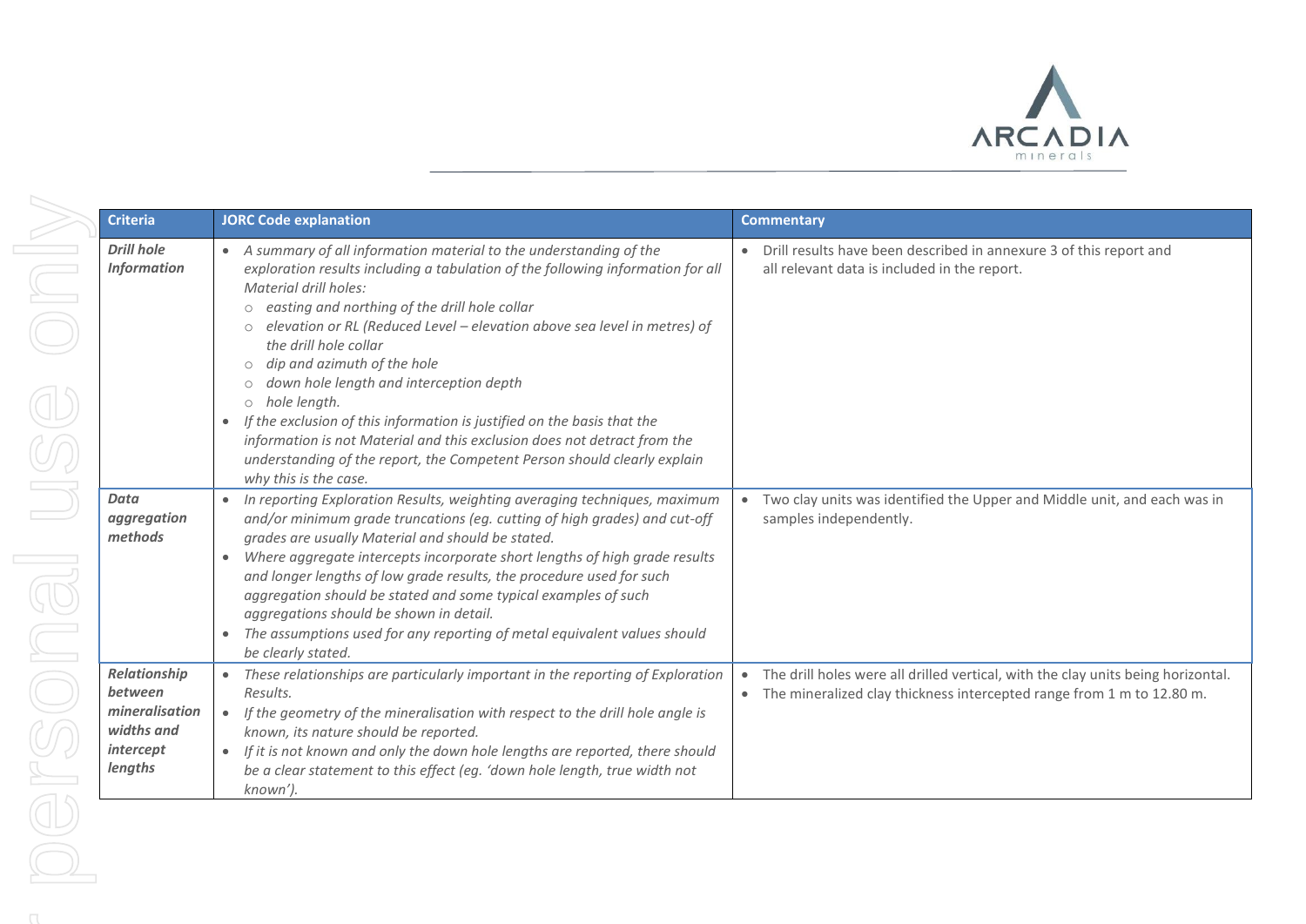| Criteria | JORC Code explanation | Commentary |
|---|---|---|
| ***Drill hole Information*** | • *A summary of all information material to the understanding of the exploration results including a tabulation of the following information for all Material drill holes:*<br>○ *easting and northing of the drill hole collar*<br>○ *elevation or RL (Reduced Level – elevation above sea level in metres) of the drill hole collar*<br>○ *dip and azimuth of the hole*<br>○ *down hole length and interception depth*<br>○ *hole length.*<br>• *If the exclusion of this information is justified on the basis that the information is not Material and this exclusion does not detract from the understanding of the report, the Competent Person should clearly explain why this is the case.* | • Drill results have been described in annexure 3 of this report and all relevant data is included in the report. |
| ***Data aggregation methods*** | • *In reporting Exploration Results, weighting averaging techniques, maximum and/or minimum grade truncations (eg. cutting of high grades) and cut-off grades are usually Material and should be stated.*<br>• *Where aggregate intercepts incorporate short lengths of high grade results and longer lengths of low grade results, the procedure used for such aggregation should be stated and some typical examples of such aggregations should be shown in detail.*<br>• *The assumptions used for any reporting of metal equivalent values should be clearly stated.* | • Two clay units was identified the Upper and Middle unit, and each was in samples independently. |
| ***Relationship between mineralisation widths and intercept lengths*** | • *These relationships are particularly important in the reporting of Exploration Results.*<br>• *If the geometry of the mineralisation with respect to the drill hole angle is known, its nature should be reported.*<br>• *If it is not known and only the down hole lengths are reported, there should be a clear statement to this effect (eg. 'down hole length, true width not known').* | • The drill holes were all drilled vertical, with the clay units being horizontal.<br>• The mineralized clay thickness intercepted range from 1 m to 12.80 m. |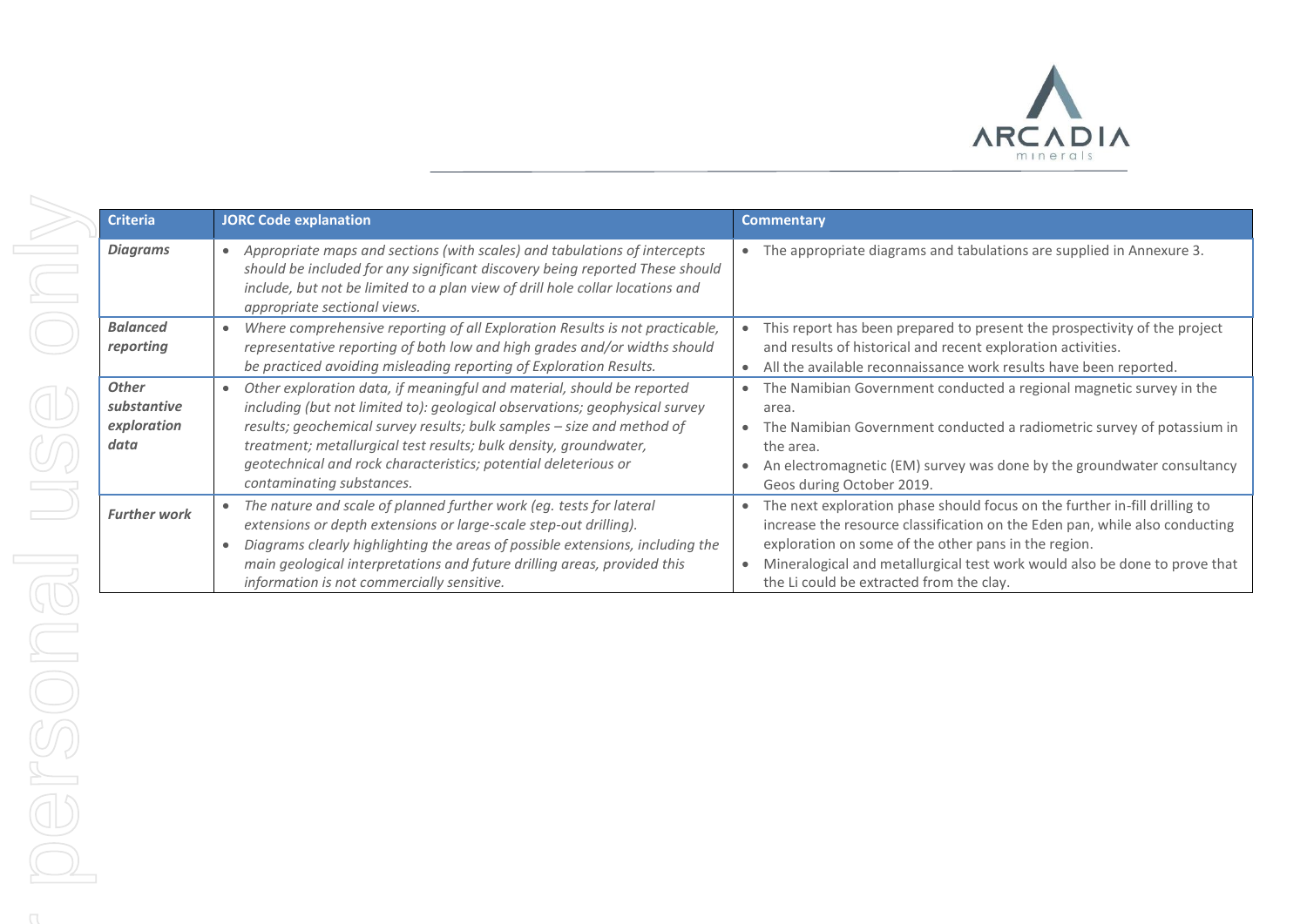| Criteria | JORC Code explanation | Commentary |
| --- | --- | --- |
| ***Diagrams*** | • *Appropriate maps and sections (with scales) and tabulations of intercepts should be included for any significant discovery being reported These should include, but not be limited to a plan view of drill hole collar locations and appropriate sectional views.* | • The appropriate diagrams and tabulations are supplied in Annexure 3. |
| ***Balanced reporting*** | • *Where comprehensive reporting of all Exploration Results is not practicable, representative reporting of both low and high grades and/or widths should be practiced avoiding misleading reporting of Exploration Results.* | • This report has been prepared to present the prospectivity of the project and results of historical and recent exploration activities. <br> • All the available reconnaissance work results have been reported. |
| ***Other substantive exploration data*** | • *Other exploration data, if meaningful and material, should be reported including (but not limited to): geological observations; geophysical survey results; geochemical survey results; bulk samples – size and method of treatment; metallurgical test results; bulk density, groundwater, geotechnical and rock characteristics; potential deleterious or contaminating substances.* | • The Namibian Government conducted a regional magnetic survey in the area. <br> • The Namibian Government conducted a radiometric survey of potassium in the area. <br> • An electromagnetic (EM) survey was done by the groundwater consultancy Geos during October 2019. |
| ***Further work*** | • *The nature and scale of planned further work (eg. tests for lateral extensions or depth extensions or large-scale step-out drilling).* <br> • *Diagrams clearly highlighting the areas of possible extensions, including the main geological interpretations and future drilling areas, provided this information is not commercially sensitive.* | • The next exploration phase should focus on the further in-fill drilling to increase the resource classification on the Eden pan, while also conducting exploration on some of the other pans in the region. <br> • Mineralogical and metallurgical test work would also be done to prove that the Li could be extracted from the clay. |